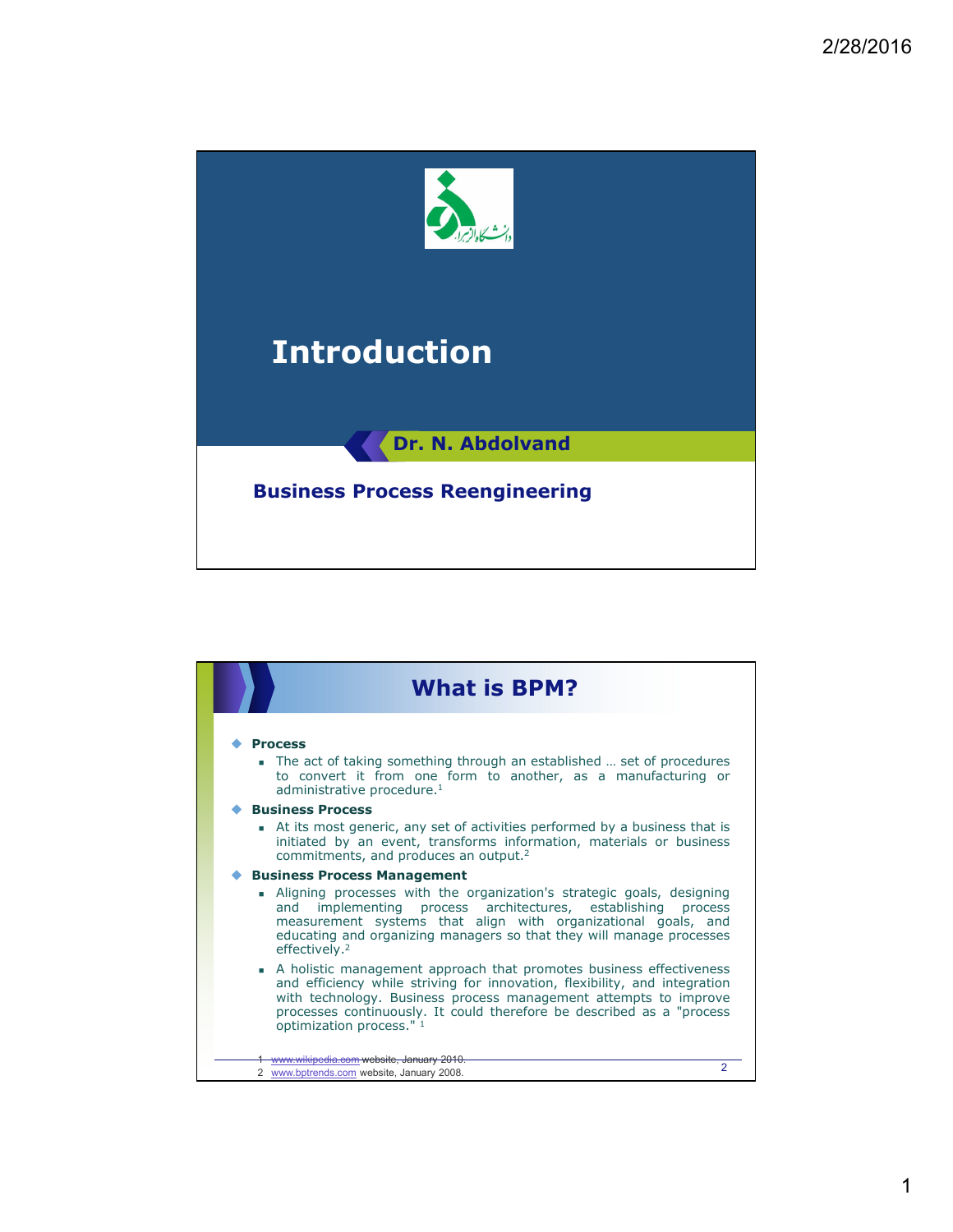# Introduction

**Dr. N. Abdolvand**

**Business Process Reengineering**

## What is BPM?

- **Process**
  - The act of taking something through an established … set of procedures to convert it from one form to another, as a manufacturing or administrative procedure.[1]
- **Business Process**
  - At its most generic, any set of activities performed by a business that is initiated by an event, transforms information, materials or business commitments, and produces an output.[2]
- **Business Process Management**
  - Aligning processes with the organization's strategic goals, designing and implementing process architectures, establishing process measurement systems that align with organizational goals, and educating and organizing managers so that they will manage processes effectively.[2]
  - A holistic management approach that promotes business effectiveness and efficiency while striving for innovation, flexibility, and integration with technology. Business process management attempts to improve processes continuously. It could therefore be described as a "process optimization process." [1]

1 www.wikipedia.com website, January 2010.
2 www.bptrends.com website, January 2008.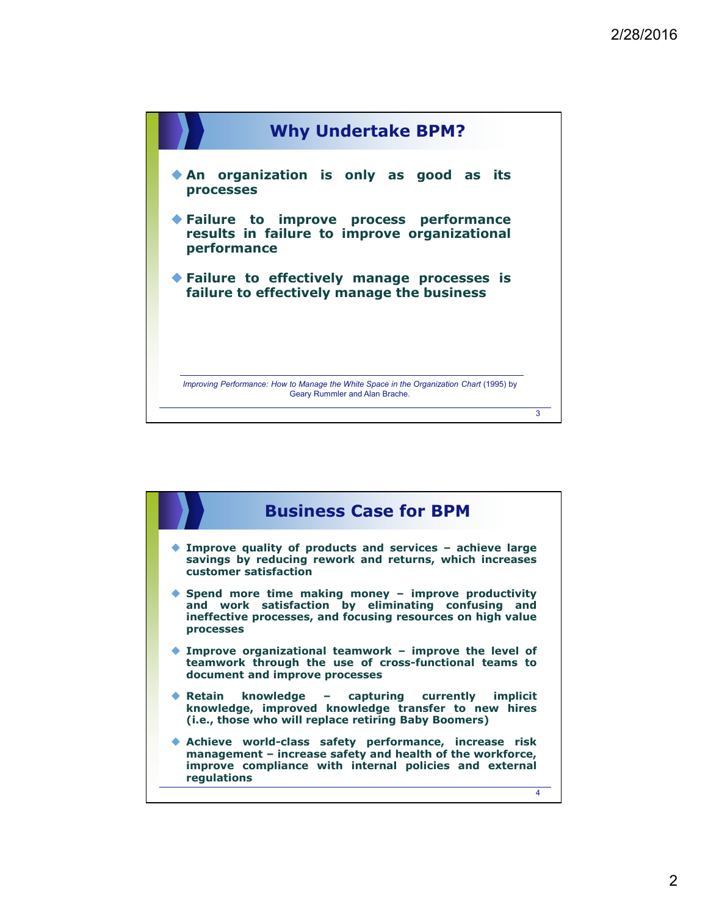## Why Undertake BPM?

- **An organization is only as good as its processes**
- **Failure to improve process performance results in failure to improve organizational performance**
- **Failure to effectively manage processes is failure to effectively manage the business**

*Improving Performance: How to Manage the White Space in the Organization Chart* (1995) by Geary Rummler and Alan Brache.

## Business Case for BPM

- **Improve quality of products and services – achieve large savings by reducing rework and returns, which increases customer satisfaction**
- **Spend more time making money – improve productivity and work satisfaction by eliminating confusing and ineffective processes, and focusing resources on high value processes**
- **Improve organizational teamwork – improve the level of teamwork through the use of cross-functional teams to document and improve processes**
- **Retain knowledge – capturing currently implicit knowledge, improved knowledge transfer to new hires (i.e., those who will replace retiring Baby Boomers)**
- **Achieve world-class safety performance, increase risk management – increase safety and health of the workforce, improve compliance with internal policies and external regulations**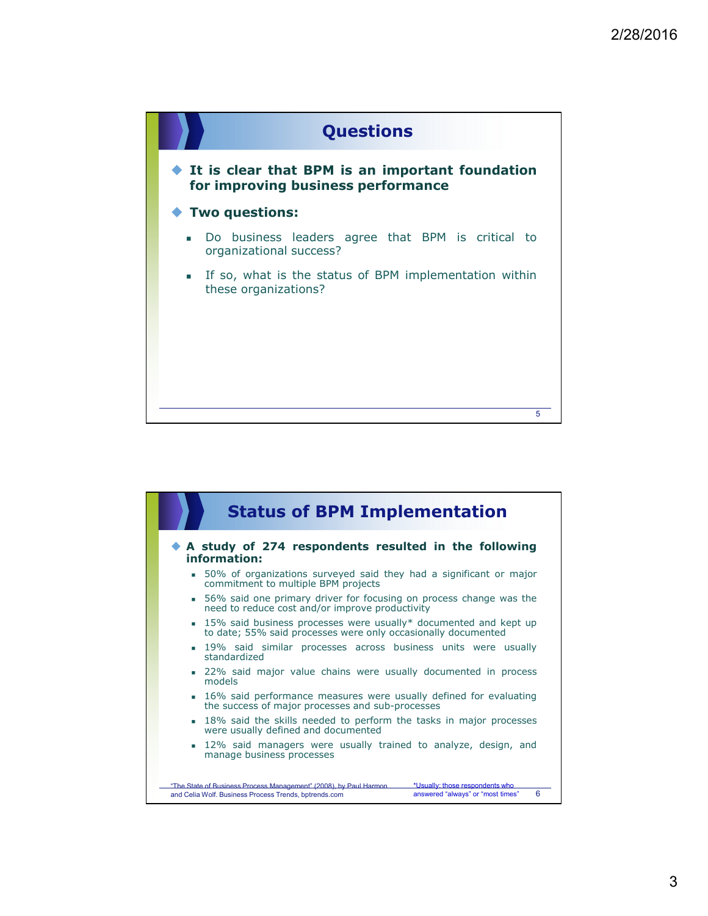## Questions

- **It is clear that BPM is an important foundation for improving business performance**
- **Two questions:**
  - Do business leaders agree that BPM is critical to organizational success?
  - If so, what is the status of BPM implementation within these organizations?

## Status of BPM Implementation

- **A study of 274 respondents resulted in the following information:**
  - 50% of organizations surveyed said they had a significant or major commitment to multiple BPM projects
  - 56% said one primary driver for focusing on process change was the need to reduce cost and/or improve productivity
  - 15% said business processes were usually* documented and kept up to date; 55% said processes were only occasionally documented
  - 19% said similar processes across business units were usually standardized
  - 22% said major value chains were usually documented in process models
  - 16% said performance measures were usually defined for evaluating the success of major processes and sub-processes
  - 18% said the skills needed to perform the tasks in major processes were usually defined and documented
  - 12% said managers were usually trained to analyze, design, and manage business processes

"The State of Business Process Management" (2008), by Paul Harmon and Celia Wolf. Business Process Trends, bptrends.com

*Usually: those respondents who answered "always" or "most times"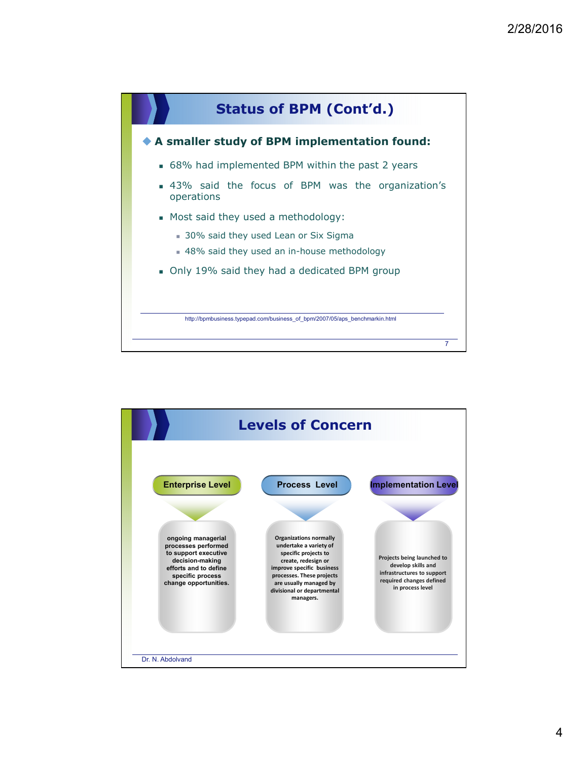## Status of BPM (Cont'd.)

- **A smaller study of BPM implementation found:**
  - 68% had implemented BPM within the past 2 years
  - 43% said the focus of BPM was the organization's operations
  - Most said they used a methodology:
    - 30% said they used Lean or Six Sigma
    - 48% said they used an in-house methodology
  - Only 19% said they had a dedicated BPM group

http://bpmbusiness.typepad.com/business_of_bpm/2007/05/aps_benchmarkin.html

## Levels of Concern

**Enterprise Level**

ongoing managerial processes performed to support executive decision-making efforts and to define specific process change opportunities.

**Process Level**

Organizations normally undertake a variety of specific projects to create, redesign or improve specific business processes. These projects are usually managed by divisional or departmental managers.

**Implementation Level**

Projects being launched to develop skills and infrastructures to support required changes defined in process level

Dr. N. Abdolvand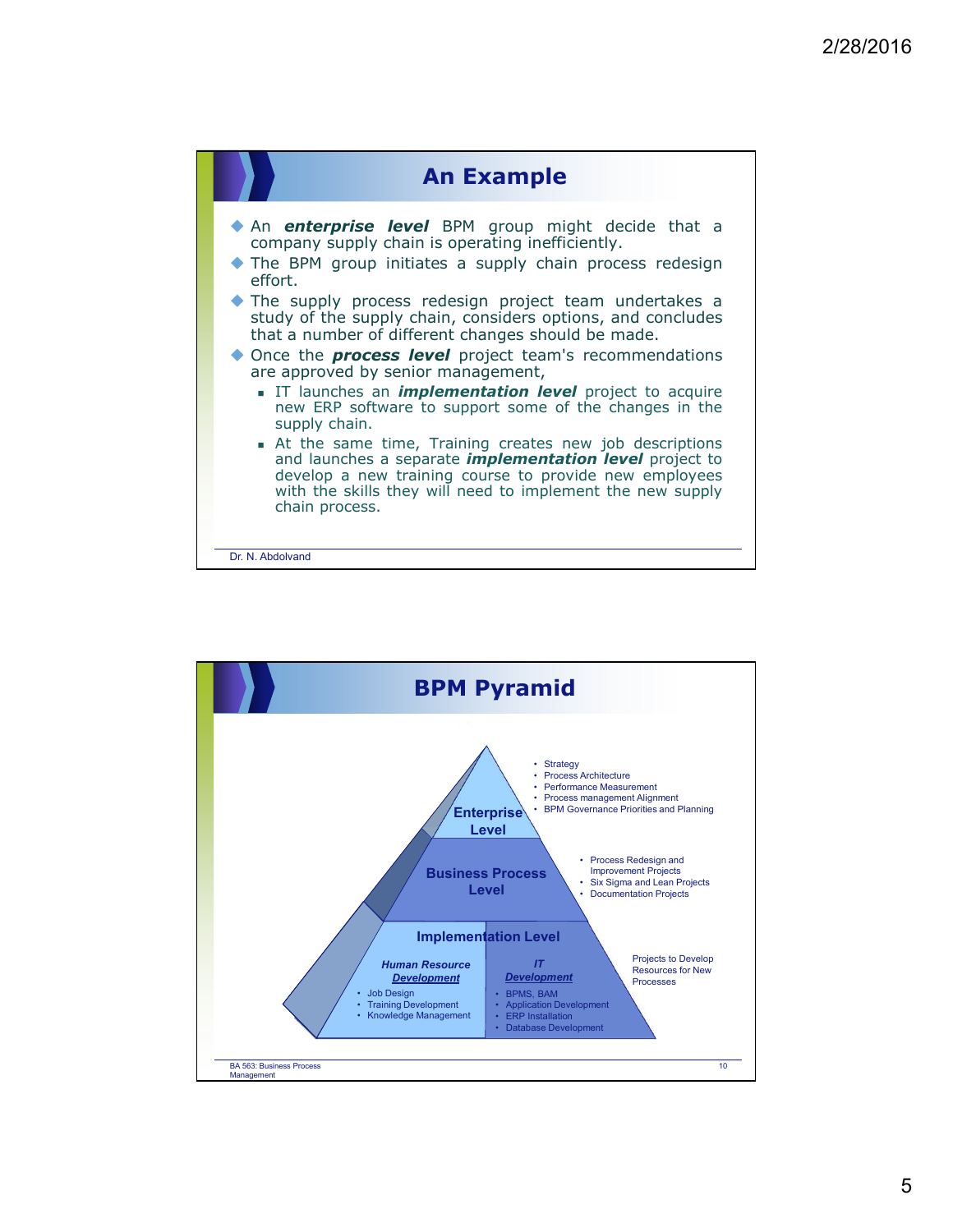## An Example

- An ***enterprise level*** BPM group might decide that a company supply chain is operating inefficiently.
- The BPM group initiates a supply chain process redesign effort.
- The supply process redesign project team undertakes a study of the supply chain, considers options, and concludes that a number of different changes should be made.
- Once the ***process level*** project team's recommendations are approved by senior management,
  - IT launches an ***implementation level*** project to acquire new ERP software to support some of the changes in the supply chain.
  - At the same time, Training creates new job descriptions and launches a separate ***implementation level*** project to develop a new training course to provide new employees with the skills they will need to implement the new supply chain process.

Dr. N. Abdolvand

## BPM Pyramid

**Enterprise Level**
- Strategy
- Process Architecture
- Performance Measurement
- Process management Alignment
- BPM Governance Priorities and Planning

**Business Process Level**
- Process Redesign and Improvement Projects
- Six Sigma and Lean Projects
- Documentation Projects

**Implementation Level**

Projects to Develop Resources for New Processes

***Human Resource Development***
- Job Design
- Training Development
- Knowledge Management

***IT Development***
- BPMS, BAM
- Application Development
- ERP Installation
- Database Development

BA 563: Business Process Management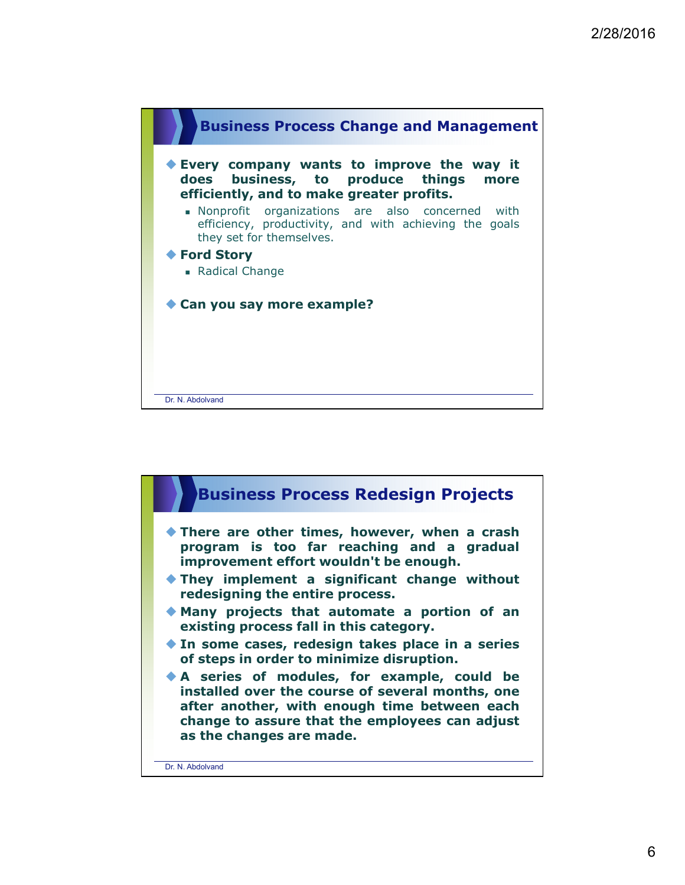## Business Process Change and Management

- **Every company wants to improve the way it does business, to produce things more efficiently, and to make greater profits.**
  - Nonprofit organizations are also concerned with efficiency, productivity, and with achieving the goals they set for themselves.
- **Ford Story**
  - Radical Change
- **Can you say more example?**

Dr. N. Abdolvand

## Business Process Redesign Projects

- **There are other times, however, when a crash program is too far reaching and a gradual improvement effort wouldn't be enough.**
- **They implement a significant change without redesigning the entire process.**
- **Many projects that automate a portion of an existing process fall in this category.**
- **In some cases, redesign takes place in a series of steps in order to minimize disruption.**
- **A series of modules, for example, could be installed over the course of several months, one after another, with enough time between each change to assure that the employees can adjust as the changes are made.**

Dr. N. Abdolvand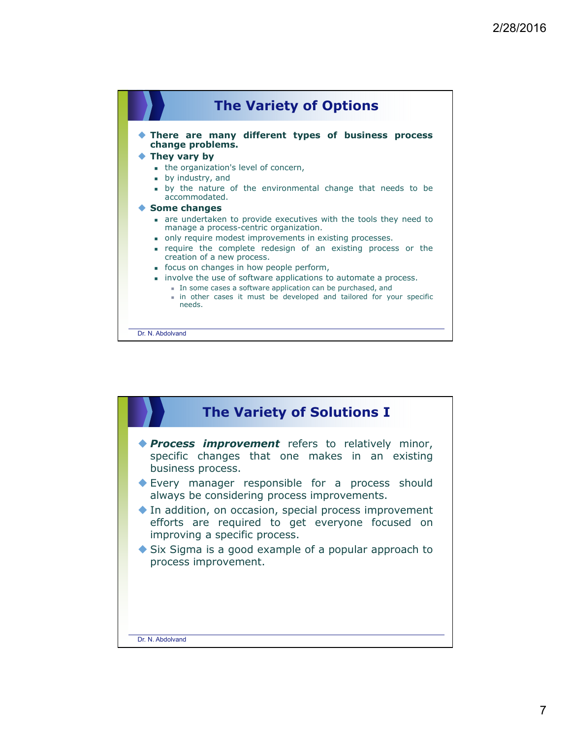## The Variety of Options

- **There are many different types of business process change problems.**
- **They vary by**
  - the organization's level of concern,
  - by industry, and
  - by the nature of the environmental change that needs to be accommodated.
- **Some changes**
  - are undertaken to provide executives with the tools they need to manage a process-centric organization.
  - only require modest improvements in existing processes.
  - require the complete redesign of an existing process or the creation of a new process.
  - focus on changes in how people perform,
  - involve the use of software applications to automate a process.
    - In some cases a software application can be purchased, and
    - in other cases it must be developed and tailored for your specific needs.

Dr. N. Abdolvand

## The Variety of Solutions I

- ***Process improvement*** refers to relatively minor, specific changes that one makes in an existing business process.
- Every manager responsible for a process should always be considering process improvements.
- In addition, on occasion, special process improvement efforts are required to get everyone focused on improving a specific process.
- Six Sigma is a good example of a popular approach to process improvement.

Dr. N. Abdolvand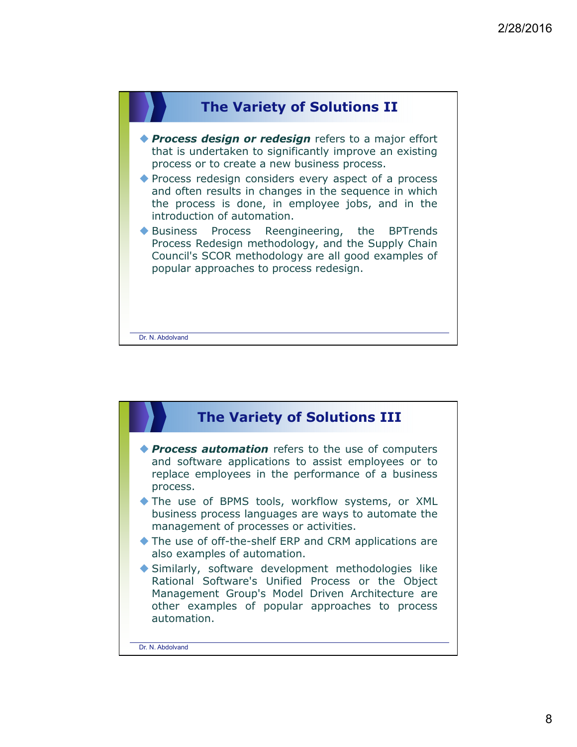## The Variety of Solutions II

- ***Process design or redesign*** refers to a major effort that is undertaken to significantly improve an existing process or to create a new business process.
- Process redesign considers every aspect of a process and often results in changes in the sequence in which the process is done, in employee jobs, and in the introduction of automation.
- Business Process Reengineering, the BPTrends Process Redesign methodology, and the Supply Chain Council's SCOR methodology are all good examples of popular approaches to process redesign.

Dr. N. Abdolvand

## The Variety of Solutions III

- ***Process automation*** refers to the use of computers and software applications to assist employees or to replace employees in the performance of a business process.
- The use of BPMS tools, workflow systems, or XML business process languages are ways to automate the management of processes or activities.
- The use of off-the-shelf ERP and CRM applications are also examples of automation.
- Similarly, software development methodologies like Rational Software's Unified Process or the Object Management Group's Model Driven Architecture are other examples of popular approaches to process automation.

Dr. N. Abdolvand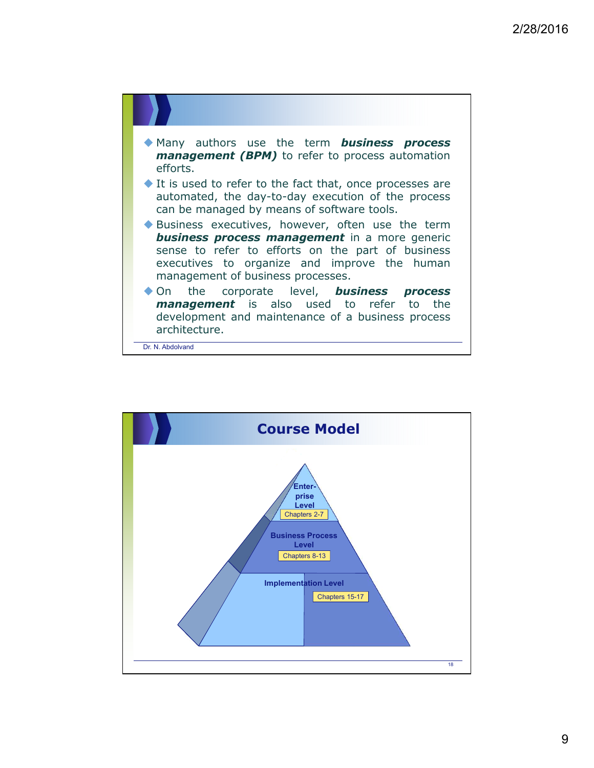- Many authors use the term ***business process management (BPM)*** to refer to process automation efforts.
- It is used to refer to the fact that, once processes are automated, the day-to-day execution of the process can be managed by means of software tools.
- Business executives, however, often use the term ***business process management*** in a more generic sense to refer to efforts on the part of business executives to organize and improve the human management of business processes.
- On the corporate level, ***business process management*** is also used to refer to the development and maintenance of a business process architecture.

Dr. N. Abdolvand

## Course Model

Enterprise Level
Chapters 2-7

Business Process Level
Chapters 8-13

Implementation Level
Chapters 15-17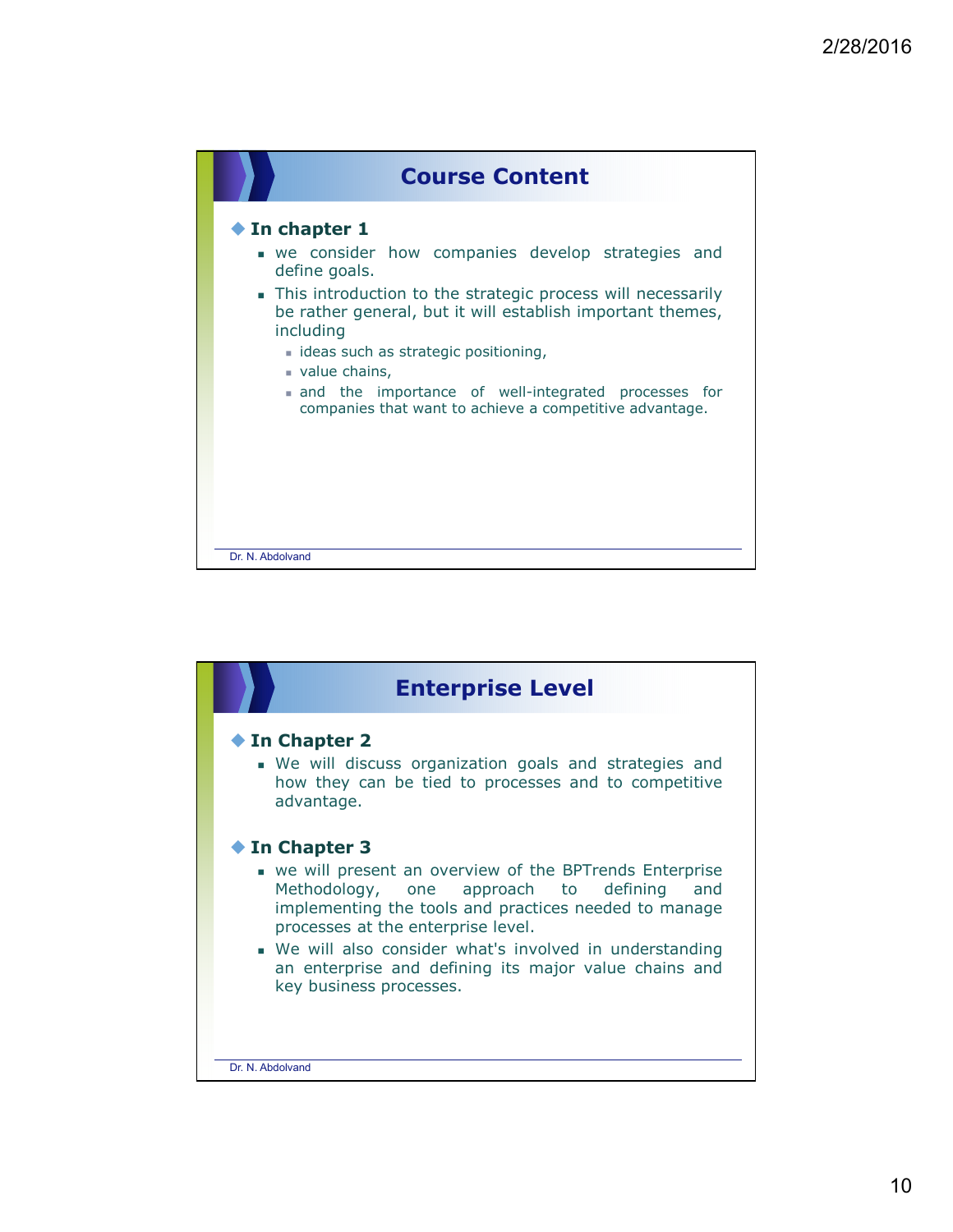## Course Content

- **In chapter 1**
  - we consider how companies develop strategies and define goals.
  - This introduction to the strategic process will necessarily be rather general, but it will establish important themes, including
    - ideas such as strategic positioning,
    - value chains,
    - and the importance of well-integrated processes for companies that want to achieve a competitive advantage.

## Enterprise Level

- **In Chapter 2**
  - We will discuss organization goals and strategies and how they can be tied to processes and to competitive advantage.
- **In Chapter 3**
  - we will present an overview of the BPTrends Enterprise Methodology, one approach to defining and implementing the tools and practices needed to manage processes at the enterprise level.
  - We will also consider what's involved in understanding an enterprise and defining its major value chains and key business processes.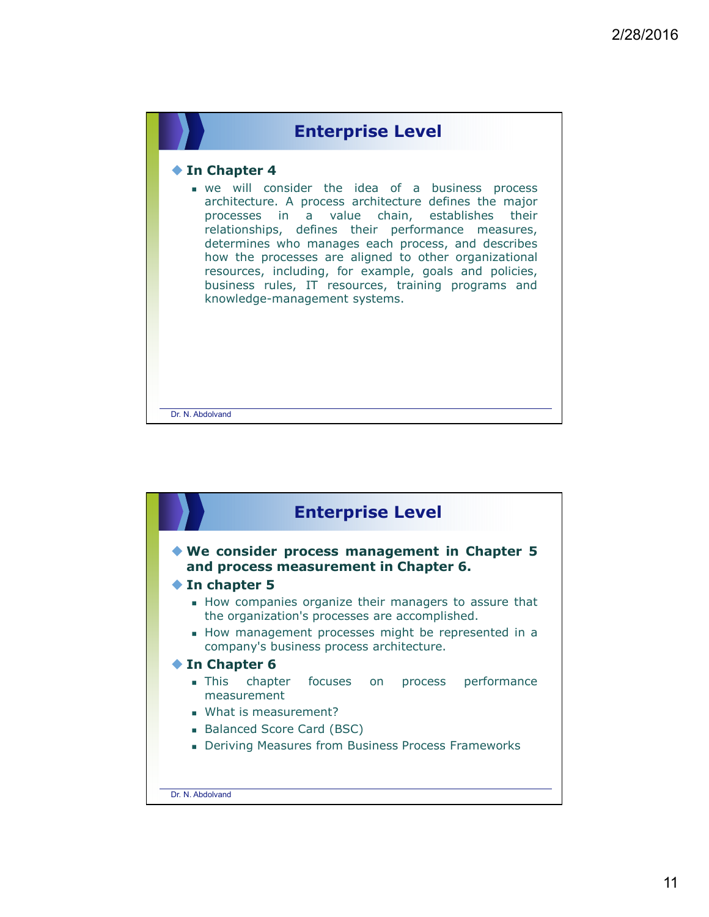## Enterprise Level

- **In Chapter 4**
  - we will consider the idea of a business process architecture. A process architecture defines the major processes in a value chain, establishes their relationships, defines their performance measures, determines who manages each process, and describes how the processes are aligned to other organizational resources, including, for example, goals and policies, business rules, IT resources, training programs and knowledge-management systems.

Dr. N. Abdolvand

## Enterprise Level

- **We consider process management in Chapter 5 and process measurement in Chapter 6.**
- **In chapter 5**
  - How companies organize their managers to assure that the organization's processes are accomplished.
  - How management processes might be represented in a company's business process architecture.
- **In Chapter 6**
  - This chapter focuses on process performance measurement
  - What is measurement?
  - Balanced Score Card (BSC)
  - Deriving Measures from Business Process Frameworks

Dr. N. Abdolvand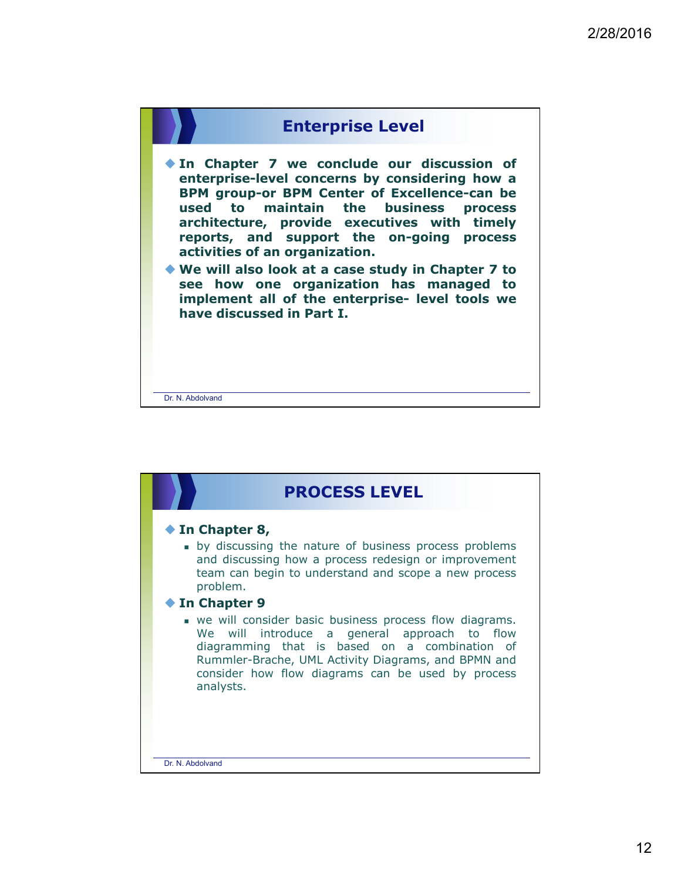## Enterprise Level

- **In Chapter 7 we conclude our discussion of enterprise-level concerns by considering how a BPM group-or BPM Center of Excellence-can be used to maintain the business process architecture, provide executives with timely reports, and support the on-going process activities of an organization.**
- **We will also look at a case study in Chapter 7 to see how one organization has managed to implement all of the enterprise- level tools we have discussed in Part I.**

## PROCESS LEVEL

- **In Chapter 8,**
  - by discussing the nature of business process problems and discussing how a process redesign or improvement team can begin to understand and scope a new process problem.
- **In Chapter 9**
  - we will consider basic business process flow diagrams. We will introduce a general approach to flow diagramming that is based on a combination of Rummler-Brache, UML Activity Diagrams, and BPMN and consider how flow diagrams can be used by process analysts.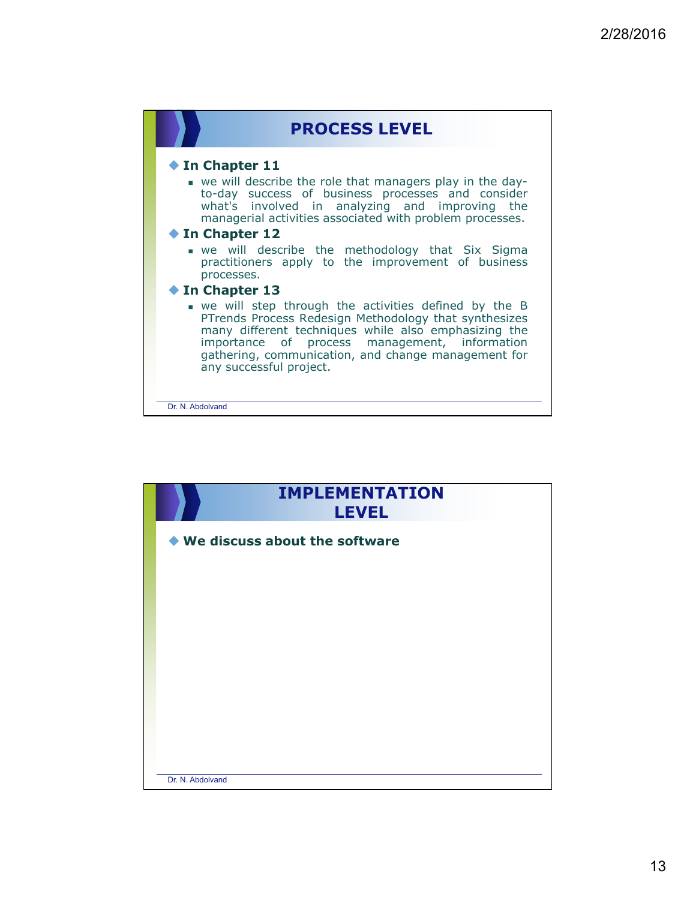## PROCESS LEVEL

- **In Chapter 11**
  - we will describe the role that managers play in the day-to-day success of business processes and consider what's involved in analyzing and improving the managerial activities associated with problem processes.
- **In Chapter 12**
  - we will describe the methodology that Six Sigma practitioners apply to the improvement of business processes.
- **In Chapter 13**
  - we will step through the activities defined by the B PTrends Process Redesign Methodology that synthesizes many different techniques while also emphasizing the importance of process management, information gathering, communication, and change management for any successful project.

## IMPLEMENTATION LEVEL

- **We discuss about the software**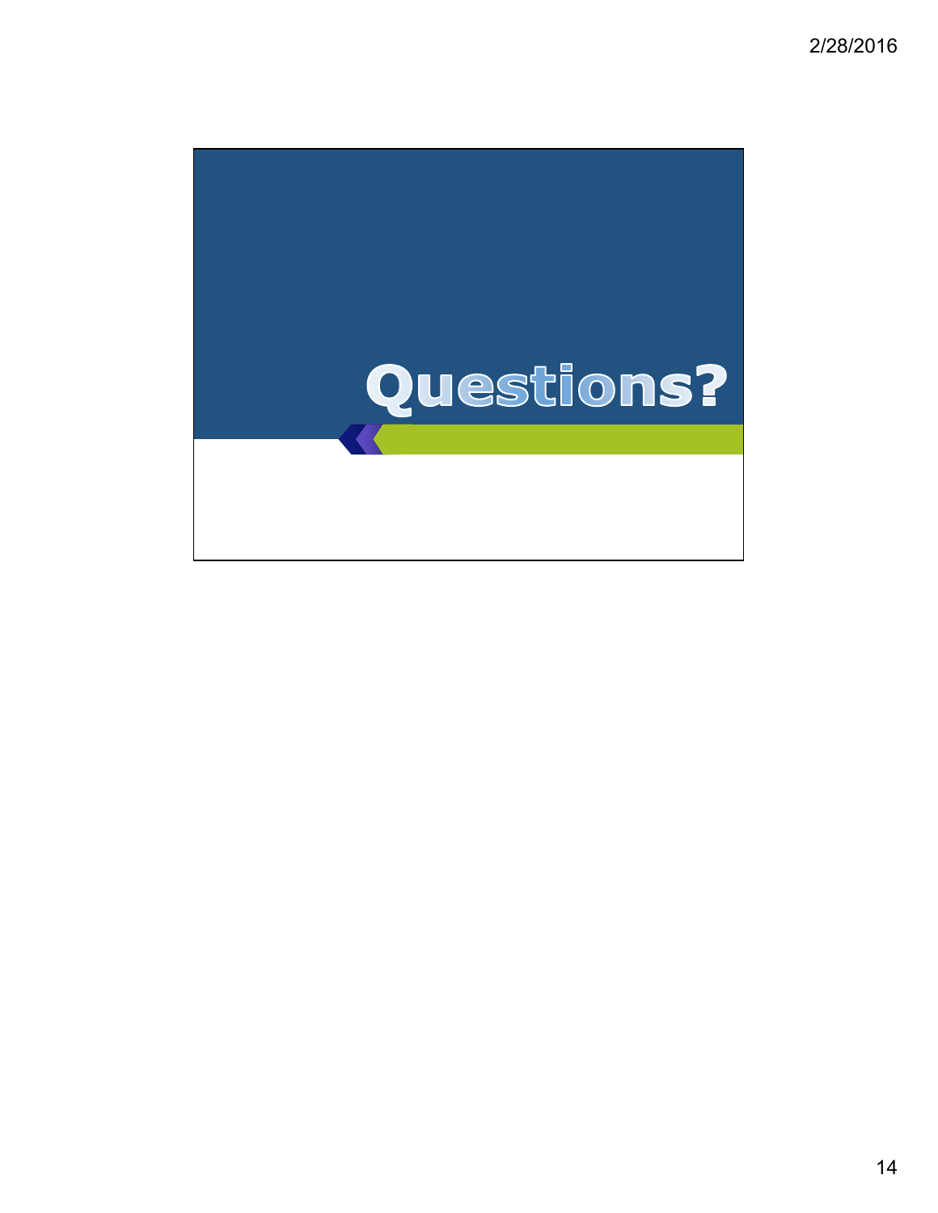# Questions?